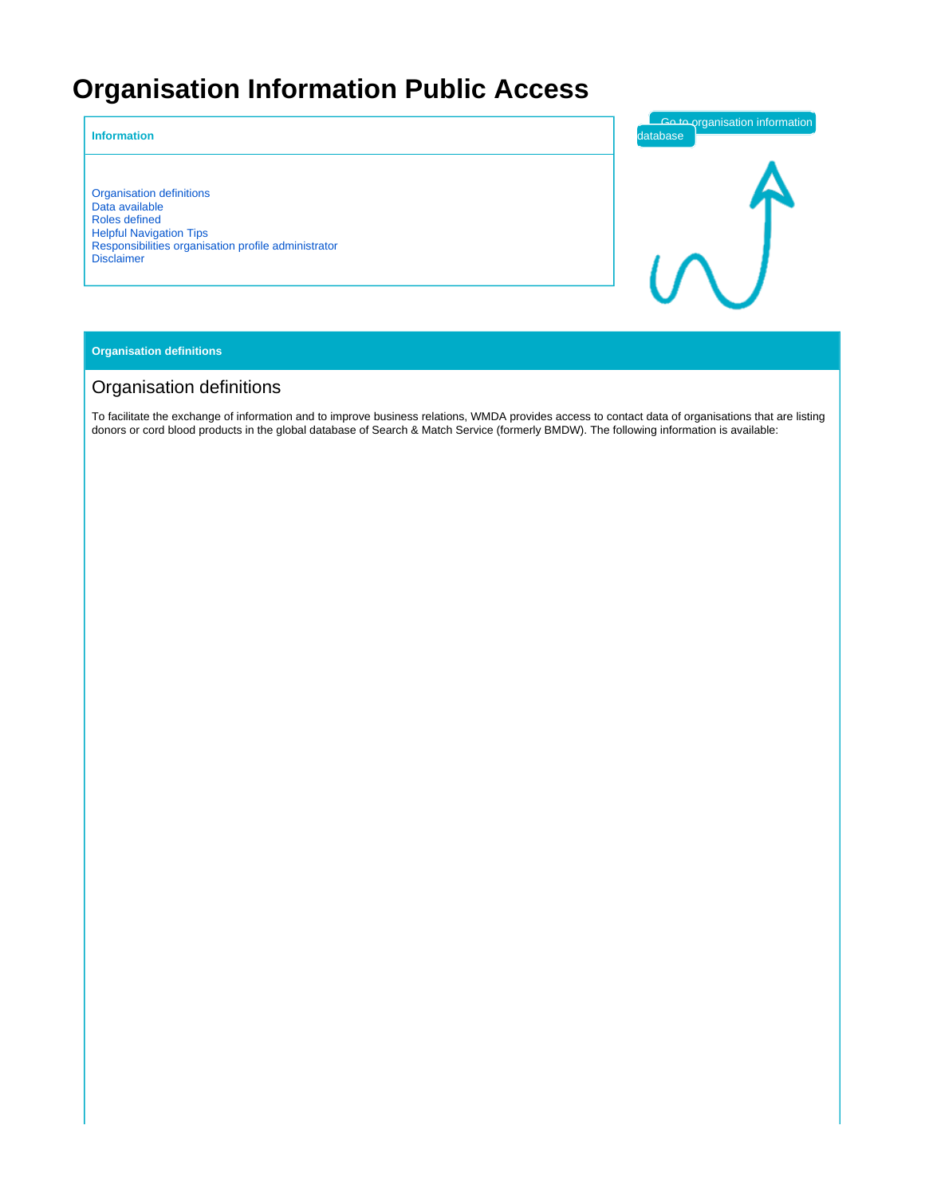# Organisation Information Public Access

**Information**

- Organisation definitions
- Data available
- Roles defined
- Helpful Navigation Tips
- Responsibilities organisation profile administrator
- Disclaimer

Go to organisation information database

**Organisation definitions**

## Organisation definitions

To facilitate the exchange of information and to improve business relations, WMDA provides access to contact data of organisations that are listing donors or cord blood products in the global database of Search & Match Service (formerly BMDW). The following information is available: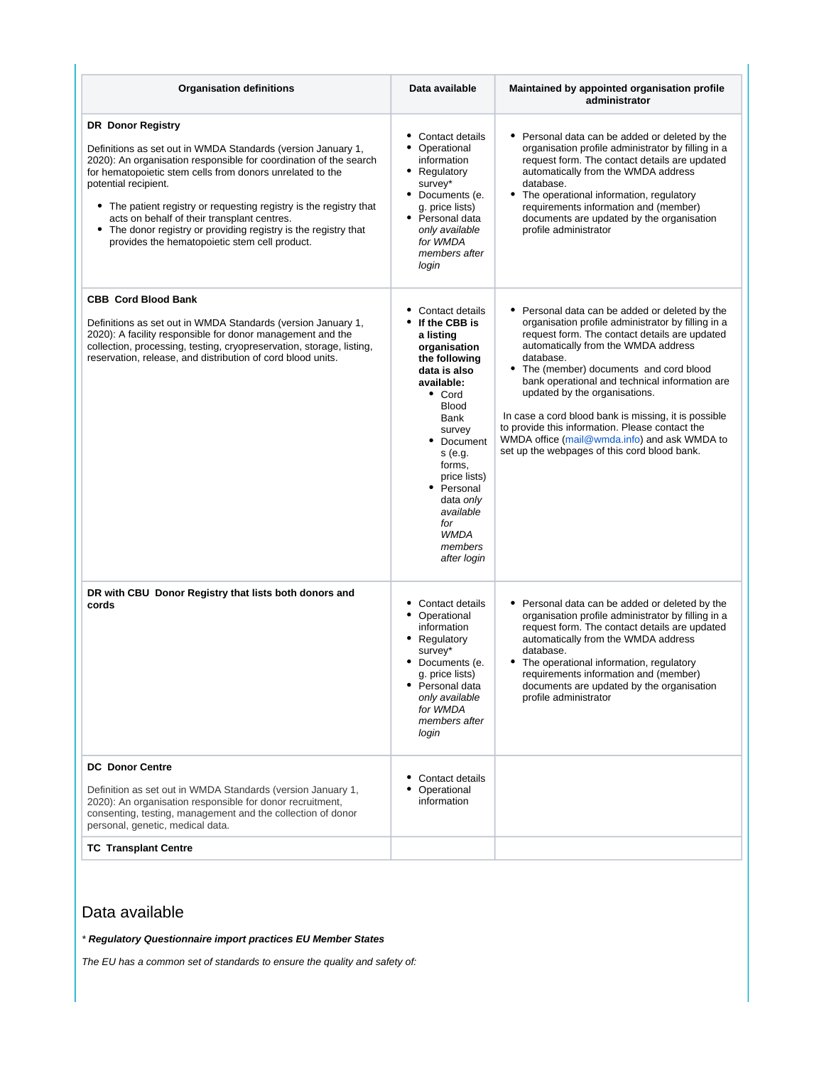| Organisation definitions | Data available | Maintained by appointed organisation profile administrator |
|---|---|---|
| **DR Donor Registry**<br><br>Definitions as set out in WMDA Standards (version January 1, 2020): An organisation responsible for coordination of the search for hematopoietic stem cells from donors unrelated to the potential recipient.<br><br>• The patient registry or requesting registry is the registry that acts on behalf of their transplant centres.<br>• The donor registry or providing registry is the registry that provides the hematopoietic stem cell product. | • Contact details<br>• Operational information<br>• Regulatory survey*<br>• Documents (e.g. price lists)<br>• Personal data *only available for WMDA members after login* | • Personal data can be added or deleted by the organisation profile administrator by filling in a request form. The contact details are updated automatically from the WMDA address database.<br>• The operational information, regulatory requirements information and (member) documents are updated by the organisation profile administrator |
| **CBB Cord Blood Bank**<br><br>Definitions as set out in WMDA Standards (version January 1, 2020): A facility responsible for donor management and the collection, processing, testing, cryopreservation, storage, listing, reservation, release, and distribution of cord blood units. | • Contact details<br>• **If the CBB is a listing organisation the following data is also available:**<br>  ◦ Cord Blood Bank survey<br>  ◦ Documents (e.g. forms, price lists)<br>  ◦ Personal data *only available for WMDA members after login* | • Personal data can be added or deleted by the organisation profile administrator by filling in a request form. The contact details are updated automatically from the WMDA address database.<br>• The (member) documents and cord blood bank operational and technical information are updated by the organisations.<br><br>In case a cord blood bank is missing, it is possible to provide this information. Please contact the WMDA office (mail@wmda.info) and ask WMDA to set up the webpages of this cord blood bank. |
| **DR with CBU Donor Registry that lists both donors and cords** | • Contact details<br>• Operational information<br>• Regulatory survey*<br>• Documents (e.g. price lists)<br>• Personal data *only available for WMDA members after login* | • Personal data can be added or deleted by the organisation profile administrator by filling in a request form. The contact details are updated automatically from the WMDA address database.<br>• The operational information, regulatory requirements information and (member) documents are updated by the organisation profile administrator |
| **DC Donor Centre**<br><br>Definition as set out in WMDA Standards (version January 1, 2020): An organisation responsible for donor recruitment, consenting, testing, management and the collection of donor personal, genetic, medical data. | • Contact details<br>• Operational information | |
| **TC Transplant Centre** | | |

## Data available

* ***Regulatory Questionnaire import practices EU Member States***

*The EU has a common set of standards to ensure the quality and safety of:*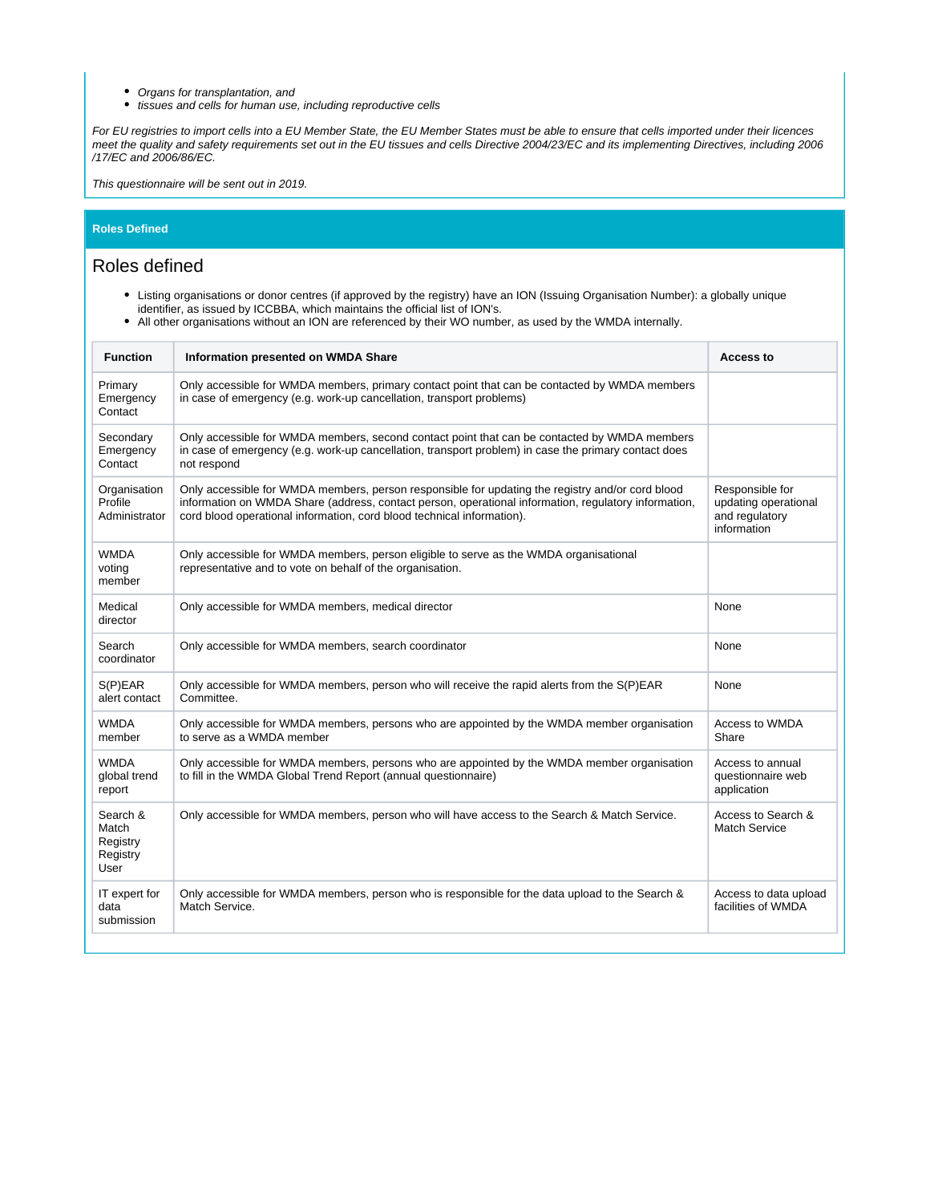- *Organs for transplantation, and*
- *tissues and cells for human use, including reproductive cells*

*For EU registries to import cells into a EU Member State, the EU Member States must be able to ensure that cells imported under their licences meet the quality and safety requirements set out in the EU tissues and cells Directive 2004/23/EC and its implementing Directives, including 2006/17/EC and 2006/86/EC.*

*This questionnaire will be sent out in 2019.*

**Roles Defined**

## Roles defined

- Listing organisations or donor centres (if approved by the registry) have an ION (Issuing Organisation Number): a globally unique identifier, as issued by ICCBBA, which maintains the official list of ION's.
- All other organisations without an ION are referenced by their WO number, as used by the WMDA internally.

| Function | Information presented on WMDA Share | Access to |
|---|---|---|
| Primary Emergency Contact | Only accessible for WMDA members, primary contact point that can be contacted by WMDA members in case of emergency (e.g. work-up cancellation, transport problems) | |
| Secondary Emergency Contact | Only accessible for WMDA members, second contact point that can be contacted by WMDA members in case of emergency (e.g. work-up cancellation, transport problem) in case the primary contact does not respond | |
| Organisation Profile Administrator | Only accessible for WMDA members, person responsible for updating the registry and/or cord blood information on WMDA Share (address, contact person, operational information, regulatory information, cord blood operational information, cord blood technical information). | Responsible for updating operational and regulatory information |
| WMDA voting member | Only accessible for WMDA members, person eligible to serve as the WMDA organisational representative and to vote on behalf of the organisation. | |
| Medical director | Only accessible for WMDA members, medical director | None |
| Search coordinator | Only accessible for WMDA members, search coordinator | None |
| S(P)EAR alert contact | Only accessible for WMDA members, person who will receive the rapid alerts from the S(P)EAR Committee. | None |
| WMDA member | Only accessible for WMDA members, persons who are appointed by the WMDA member organisation to serve as a WMDA member | Access to WMDA Share |
| WMDA global trend report | Only accessible for WMDA members, persons who are appointed by the WMDA member organisation to fill in the WMDA Global Trend Report (annual questionnaire) | Access to annual questionnaire web application |
| Search & Match Registry Registry User | Only accessible for WMDA members, person who will have access to the Search & Match Service. | Access to Search & Match Service |
| IT expert for data submission | Only accessible for WMDA members, person who is responsible for the data upload to the Search & Match Service. | Access to data upload facilities of WMDA |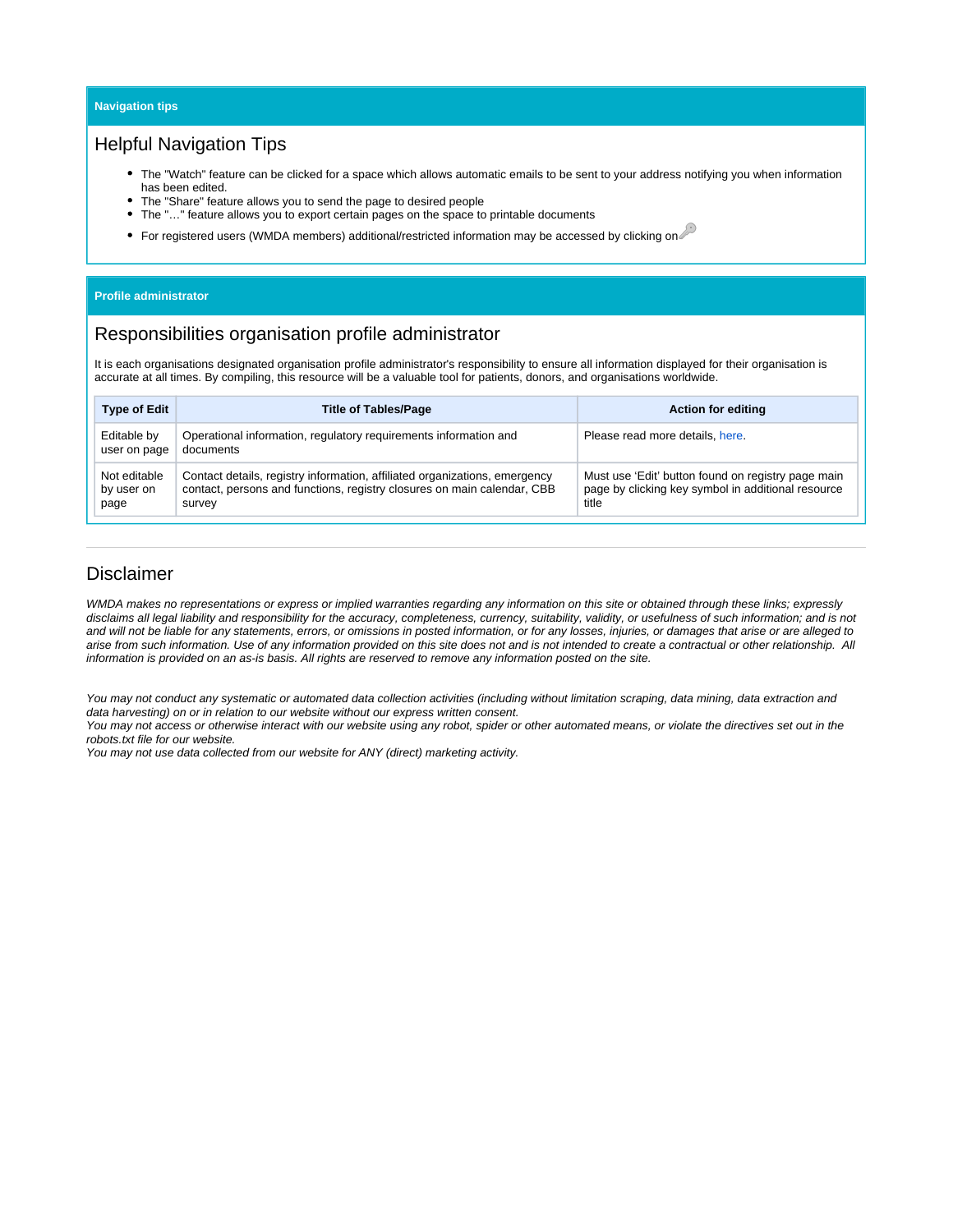**Navigation tips**

## Helpful Navigation Tips

- The "Watch" feature can be clicked for a space which allows automatic emails to be sent to your address notifying you when information has been edited.
- The "Share" feature allows you to send the page to desired people
- The "…" feature allows you to export certain pages on the space to printable documents
- For registered users (WMDA members) additional/restricted information may be accessed by clicking on

**Profile administrator**

## Responsibilities organisation profile administrator

It is each organisations designated organisation profile administrator's responsibility to ensure all information displayed for their organisation is accurate at all times. By compiling, this resource will be a valuable tool for patients, donors, and organisations worldwide.

| Type of Edit | Title of Tables/Page | Action for editing |
|---|---|---|
| Editable by user on page | Operational information, regulatory requirements information and documents | Please read more details, here. |
| Not editable by user on page | Contact details, registry information, affiliated organizations, emergency contact, persons and functions, registry closures on main calendar, CBB survey | Must use 'Edit' button found on registry page main page by clicking key symbol in additional resource title |

---

## Disclaimer

*WMDA makes no representations or express or implied warranties regarding any information on this site or obtained through these links; expressly disclaims all legal liability and responsibility for the accuracy, completeness, currency, suitability, validity, or usefulness of such information; and is not and will not be liable for any statements, errors, or omissions in posted information, or for any losses, injuries, or damages that arise or are alleged to arise from such information. Use of any information provided on this site does not and is not intended to create a contractual or other relationship. All information is provided on an as-is basis. All rights are reserved to remove any information posted on the site.*

*You may not conduct any systematic or automated data collection activities (including without limitation scraping, data mining, data extraction and data harvesting) on or in relation to our website without our express written consent.*
*You may not access or otherwise interact with our website using any robot, spider or other automated means, or violate the directives set out in the robots.txt file for our website.*
*You may not use data collected from our website for ANY (direct) marketing activity.*